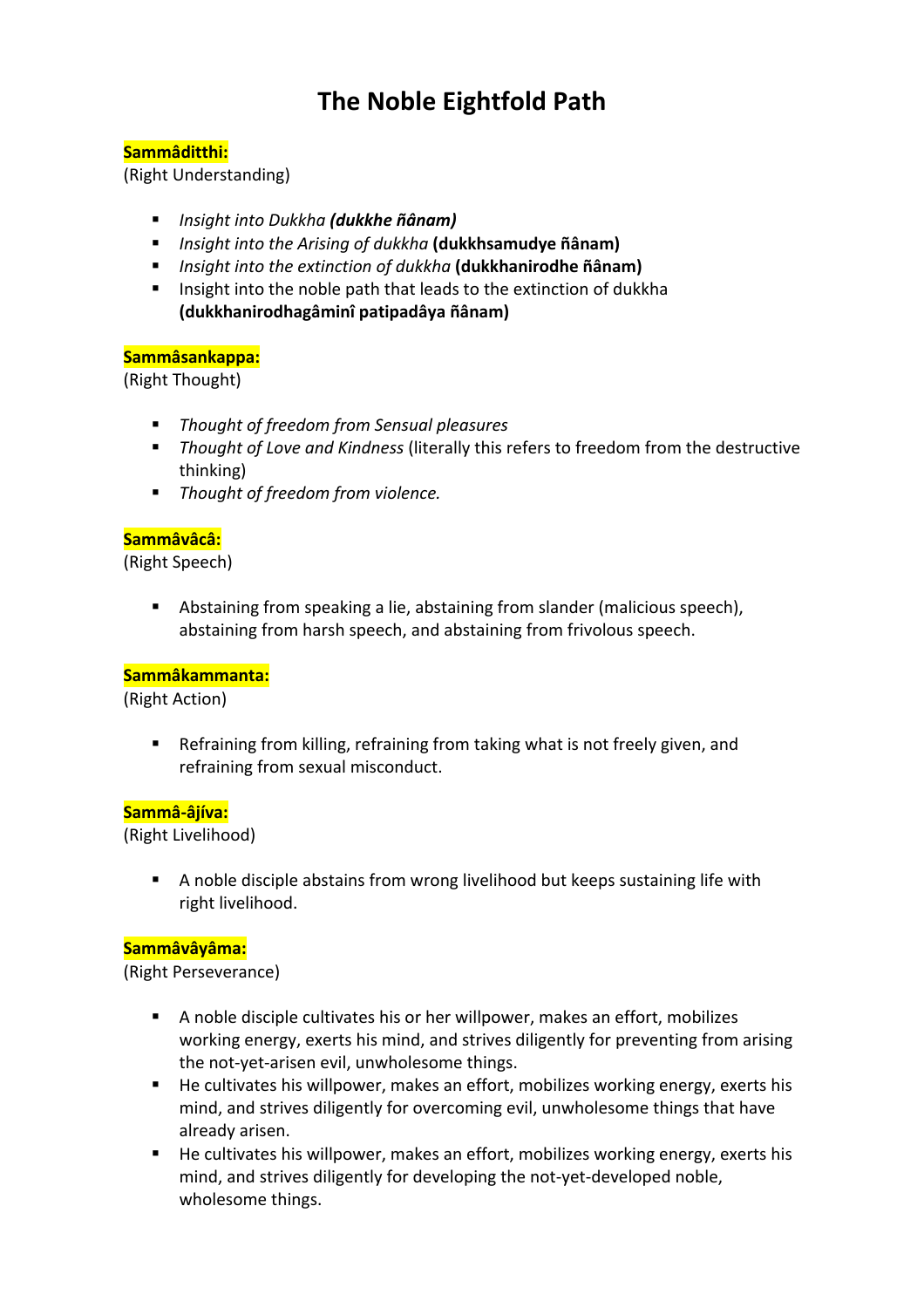# The Noble Eightfold Path

**Sammâditthi:**
(Right Understanding)

- *Insight into Dukkha* ***(dukkhe ñânam)***
- *Insight into the Arising of dukkha* **(dukkhsamudye ñânam)**
- *Insight into the extinction of dukkha* **(dukkhanirodhe ñânam)**
- Insight into the noble path that leads to the extinction of dukkha **(dukkhanirodhagâminî patipadâya ñânam)**

**Sammâsankappa:**
(Right Thought)

- *Thought of freedom from Sensual pleasures*
- *Thought of Love and Kindness* (literally this refers to freedom from the destructive thinking)
- *Thought of freedom from violence.*

**Sammâvâcâ:**
(Right Speech)

- Abstaining from speaking a lie, abstaining from slander (malicious speech), abstaining from harsh speech, and abstaining from frivolous speech.

**Sammâkammanta:**
(Right Action)

- Refraining from killing, refraining from taking what is not freely given, and refraining from sexual misconduct.

**Sammâ-âjíva:**
(Right Livelihood)

- A noble disciple abstains from wrong livelihood but keeps sustaining life with right livelihood.

**Sammâvâyâma:**
(Right Perseverance)

- A noble disciple cultivates his or her willpower, makes an effort, mobilizes working energy, exerts his mind, and strives diligently for preventing from arising the not-yet-arisen evil, unwholesome things.
- He cultivates his willpower, makes an effort, mobilizes working energy, exerts his mind, and strives diligently for overcoming evil, unwholesome things that have already arisen.
- He cultivates his willpower, makes an effort, mobilizes working energy, exerts his mind, and strives diligently for developing the not-yet-developed noble, wholesome things.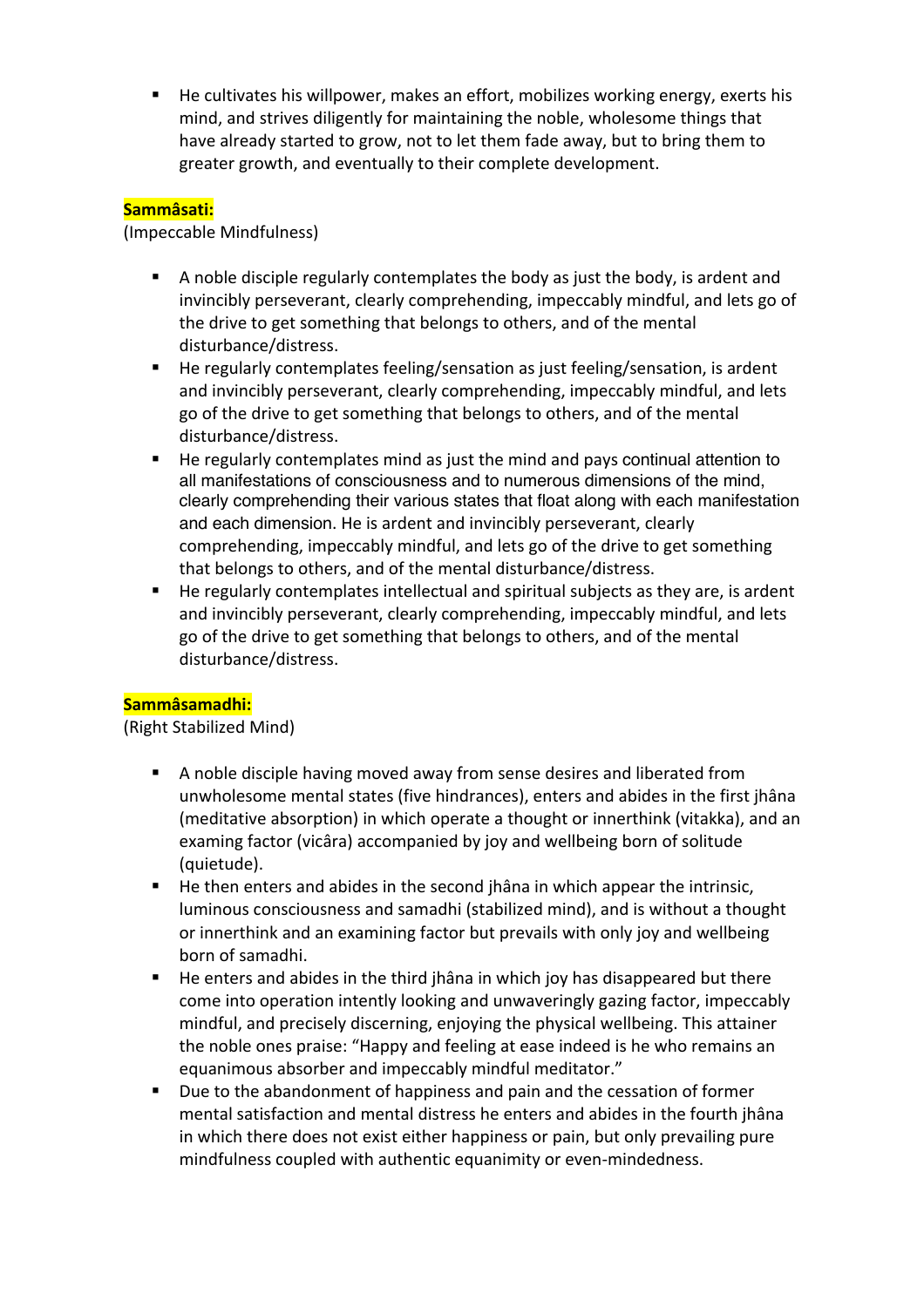- He cultivates his willpower, makes an effort, mobilizes working energy, exerts his mind, and strives diligently for maintaining the noble, wholesome things that have already started to grow, not to let them fade away, but to bring them to greater growth, and eventually to their complete development.

**Sammâsati:**
(Impeccable Mindfulness)

- A noble disciple regularly contemplates the body as just the body, is ardent and invincibly perseverant, clearly comprehending, impeccably mindful, and lets go of the drive to get something that belongs to others, and of the mental disturbance/distress.
- He regularly contemplates feeling/sensation as just feeling/sensation, is ardent and invincibly perseverant, clearly comprehending, impeccably mindful, and lets go of the drive to get something that belongs to others, and of the mental disturbance/distress.
- He regularly contemplates mind as just the mind and pays continual attention to all manifestations of consciousness and to numerous dimensions of the mind, clearly comprehending their various states that float along with each manifestation and each dimension. He is ardent and invincibly perseverant, clearly comprehending, impeccably mindful, and lets go of the drive to get something that belongs to others, and of the mental disturbance/distress.
- He regularly contemplates intellectual and spiritual subjects as they are, is ardent and invincibly perseverant, clearly comprehending, impeccably mindful, and lets go of the drive to get something that belongs to others, and of the mental disturbance/distress.

**Sammâsamadhi:**
(Right Stabilized Mind)

- A noble disciple having moved away from sense desires and liberated from unwholesome mental states (five hindrances), enters and abides in the first jhâna (meditative absorption) in which operate a thought or innerthink (vitakka), and an examing factor (vicâra) accompanied by joy and wellbeing born of solitude (quietude).
- He then enters and abides in the second jhâna in which appear the intrinsic, luminous consciousness and samadhi (stabilized mind), and is without a thought or innerthink and an examining factor but prevails with only joy and wellbeing born of samadhi.
- He enters and abides in the third jhâna in which joy has disappeared but there come into operation intently looking and unwaveringly gazing factor, impeccably mindful, and precisely discerning, enjoying the physical wellbeing. This attainer the noble ones praise: "Happy and feeling at ease indeed is he who remains an equanimous absorber and impeccably mindful meditator."
- Due to the abandonment of happiness and pain and the cessation of former mental satisfaction and mental distress he enters and abides in the fourth jhâna in which there does not exist either happiness or pain, but only prevailing pure mindfulness coupled with authentic equanimity or even-mindedness.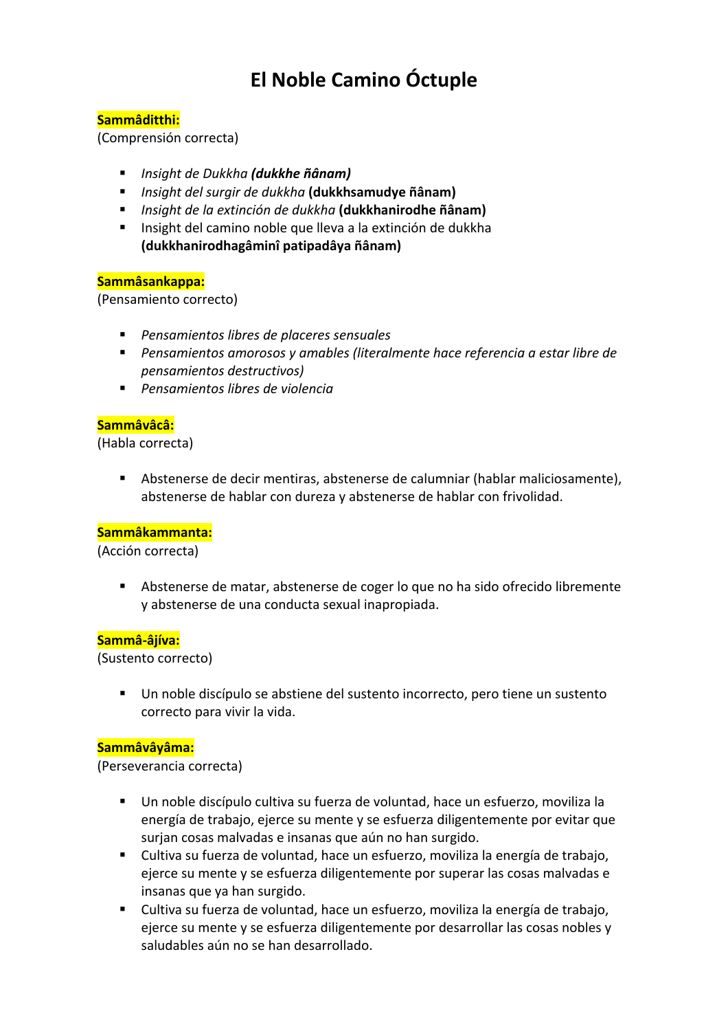# El Noble Camino Óctuple

**Sammâditthi:**
(Comprensión correcta)

- *Insight de Dukkha* ***(dukkhe ñânam)***
- *Insight del surgir de dukkha* **(dukkhsamudye ñânam)**
- *Insight de la extinción de dukkha* **(dukkhanirodhe ñânam)**
- Insight del camino noble que lleva a la extinción de dukkha **(dukkhanirodhagâminî patipadâya ñânam)**

**Sammâsankappa:**
(Pensamiento correcto)

- *Pensamientos libres de placeres sensuales*
- *Pensamientos amorosos y amables (literalmente hace referencia a estar libre de pensamientos destructivos)*
- *Pensamientos libres de violencia*

**Sammâvâcâ:**
(Habla correcta)

- Abstenerse de decir mentiras, abstenerse de calumniar (hablar maliciosamente), abstenerse de hablar con dureza y abstenerse de hablar con frivolidad.

**Sammâkammanta:**
(Acción correcta)

- Abstenerse de matar, abstenerse de coger lo que no ha sido ofrecido libremente y abstenerse de una conducta sexual inapropiada.

**Sammâ-âjíva:**
(Sustento correcto)

- Un noble discípulo se abstiene del sustento incorrecto, pero tiene un sustento correcto para vivir la vida.

**Sammâvâyâma:**
(Perseverancia correcta)

- Un noble discípulo cultiva su fuerza de voluntad, hace un esfuerzo, moviliza la energía de trabajo, ejerce su mente y se esfuerza diligentemente por evitar que surjan cosas malvadas e insanas que aún no han surgido.
- Cultiva su fuerza de voluntad, hace un esfuerzo, moviliza la energía de trabajo, ejerce su mente y se esfuerza diligentemente por superar las cosas malvadas e insanas que ya han surgido.
- Cultiva su fuerza de voluntad, hace un esfuerzo, moviliza la energía de trabajo, ejerce su mente y se esfuerza diligentemente por desarrollar las cosas nobles y saludables aún no se han desarrollado.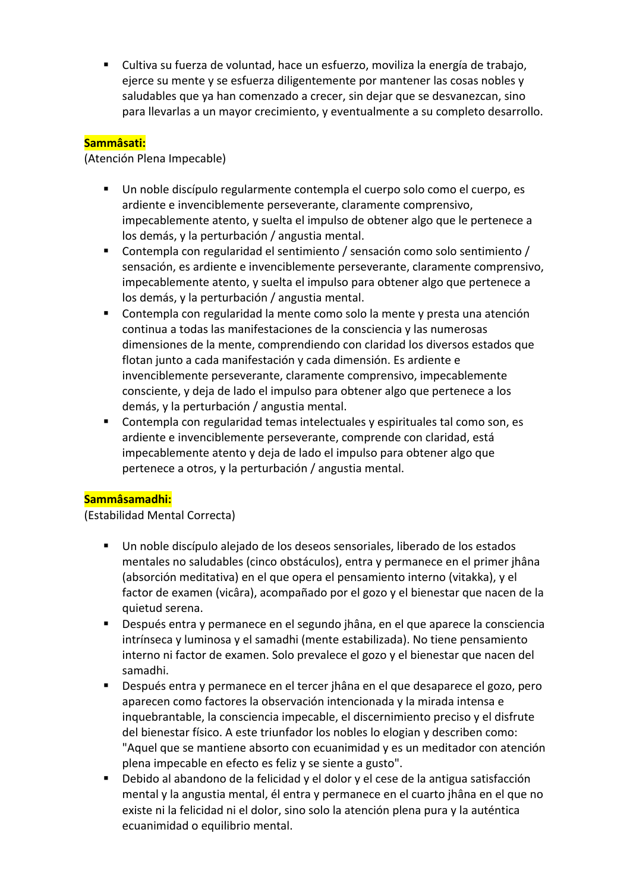- Cultiva su fuerza de voluntad, hace un esfuerzo, moviliza la energía de trabajo, ejerce su mente y se esfuerza diligentemente por mantener las cosas nobles y saludables que ya han comenzado a crecer, sin dejar que se desvanezcan, sino para llevarlas a un mayor crecimiento, y eventualmente a su completo desarrollo.

**Sammâsati:**
(Atención Plena Impecable)

- Un noble discípulo regularmente contempla el cuerpo solo como el cuerpo, es ardiente e invenciblemente perseverante, claramente comprensivo, impecablemente atento, y suelta el impulso de obtener algo que le pertenece a los demás, y la perturbación / angustia mental.
- Contempla con regularidad el sentimiento / sensación como solo sentimiento / sensación, es ardiente e invenciblemente perseverante, claramente comprensivo, impecablemente atento, y suelta el impulso para obtener algo que pertenece a los demás, y la perturbación / angustia mental.
- Contempla con regularidad la mente como solo la mente y presta una atención continua a todas las manifestaciones de la consciencia y las numerosas dimensiones de la mente, comprendiendo con claridad los diversos estados que flotan junto a cada manifestación y cada dimensión. Es ardiente e invenciblemente perseverante, claramente comprensivo, impecablemente consciente, y deja de lado el impulso para obtener algo que pertenece a los demás, y la perturbación / angustia mental.
- Contempla con regularidad temas intelectuales y espirituales tal como son, es ardiente e invenciblemente perseverante, comprende con claridad, está impecablemente atento y deja de lado el impulso para obtener algo que pertenece a otros, y la perturbación / angustia mental.

**Sammâsamadhi:**
(Estabilidad Mental Correcta)

- Un noble discípulo alejado de los deseos sensoriales, liberado de los estados mentales no saludables (cinco obstáculos), entra y permanece en el primer jhâna (absorción meditativa) en el que opera el pensamiento interno (vitakka), y el factor de examen (vicâra), acompañado por el gozo y el bienestar que nacen de la quietud serena.
- Después entra y permanece en el segundo jhâna, en el que aparece la consciencia intrínseca y luminosa y el samadhi (mente estabilizada). No tiene pensamiento interno ni factor de examen. Solo prevalece el gozo y el bienestar que nacen del samadhi.
- Después entra y permanece en el tercer jhâna en el que desaparece el gozo, pero aparecen como factores la observación intencionada y la mirada intensa e inquebrantable, la consciencia impecable, el discernimiento preciso y el disfrute del bienestar físico. A este triunfador los nobles lo elogian y describen como: "Aquel que se mantiene absorto con ecuanimidad y es un meditador con atención plena impecable en efecto es feliz y se siente a gusto".
- Debido al abandono de la felicidad y el dolor y el cese de la antigua satisfacción mental y la angustia mental, él entra y permanece en el cuarto jhâna en el que no existe ni la felicidad ni el dolor, sino solo la atención plena pura y la auténtica ecuanimidad o equilibrio mental.